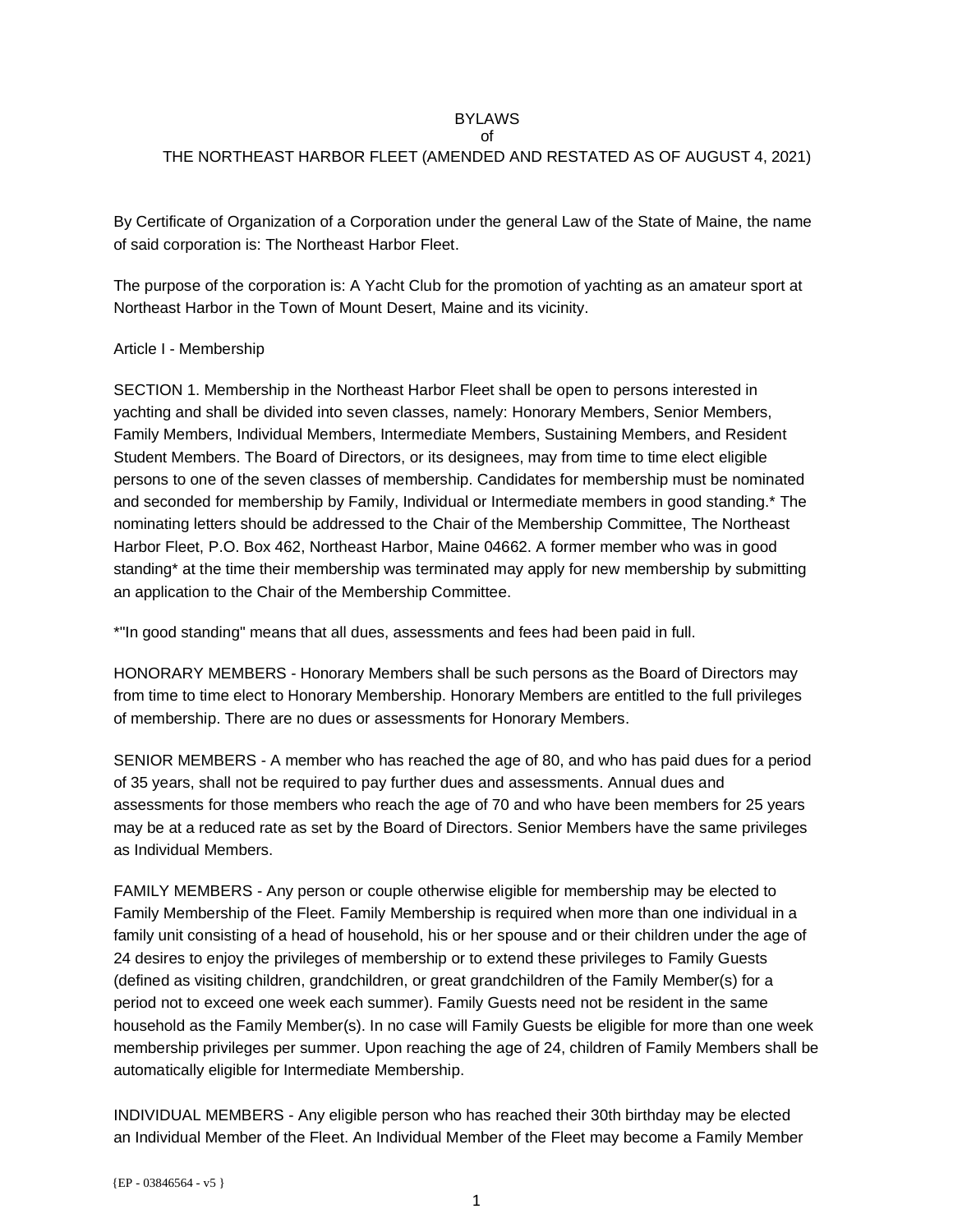# BYLAWS
of
THE NORTHEAST HARBOR FLEET (AMENDED AND RESTATED AS OF AUGUST 4, 2021)

By Certificate of Organization of a Corporation under the general Law of the State of Maine, the name of said corporation is: The Northeast Harbor Fleet.

The purpose of the corporation is: A Yacht Club for the promotion of yachting as an amateur sport at Northeast Harbor in the Town of Mount Desert, Maine and its vicinity.

## Article I - Membership

SECTION 1. Membership in the Northeast Harbor Fleet shall be open to persons interested in yachting and shall be divided into seven classes, namely: Honorary Members, Senior Members, Family Members, Individual Members, Intermediate Members, Sustaining Members, and Resident Student Members. The Board of Directors, or its designees, may from time to time elect eligible persons to one of the seven classes of membership. Candidates for membership must be nominated and seconded for membership by Family, Individual or Intermediate members in good standing.* The nominating letters should be addressed to the Chair of the Membership Committee, The Northeast Harbor Fleet, P.O. Box 462, Northeast Harbor, Maine 04662. A former member who was in good standing* at the time their membership was terminated may apply for new membership by submitting an application to the Chair of the Membership Committee.

*"In good standing" means that all dues, assessments and fees had been paid in full.

HONORARY MEMBERS - Honorary Members shall be such persons as the Board of Directors may from time to time elect to Honorary Membership. Honorary Members are entitled to the full privileges of membership. There are no dues or assessments for Honorary Members.

SENIOR MEMBERS - A member who has reached the age of 80, and who has paid dues for a period of 35 years, shall not be required to pay further dues and assessments. Annual dues and assessments for those members who reach the age of 70 and who have been members for 25 years may be at a reduced rate as set by the Board of Directors. Senior Members have the same privileges as Individual Members.

FAMILY MEMBERS - Any person or couple otherwise eligible for membership may be elected to Family Membership of the Fleet. Family Membership is required when more than one individual in a family unit consisting of a head of household, his or her spouse and or their children under the age of 24 desires to enjoy the privileges of membership or to extend these privileges to Family Guests (defined as visiting children, grandchildren, or great grandchildren of the Family Member(s) for a period not to exceed one week each summer). Family Guests need not be resident in the same household as the Family Member(s). In no case will Family Guests be eligible for more than one week membership privileges per summer. Upon reaching the age of 24, children of Family Members shall be automatically eligible for Intermediate Membership.

INDIVIDUAL MEMBERS - Any eligible person who has reached their 30th birthday may be elected an Individual Member of the Fleet. An Individual Member of the Fleet may become a Family Member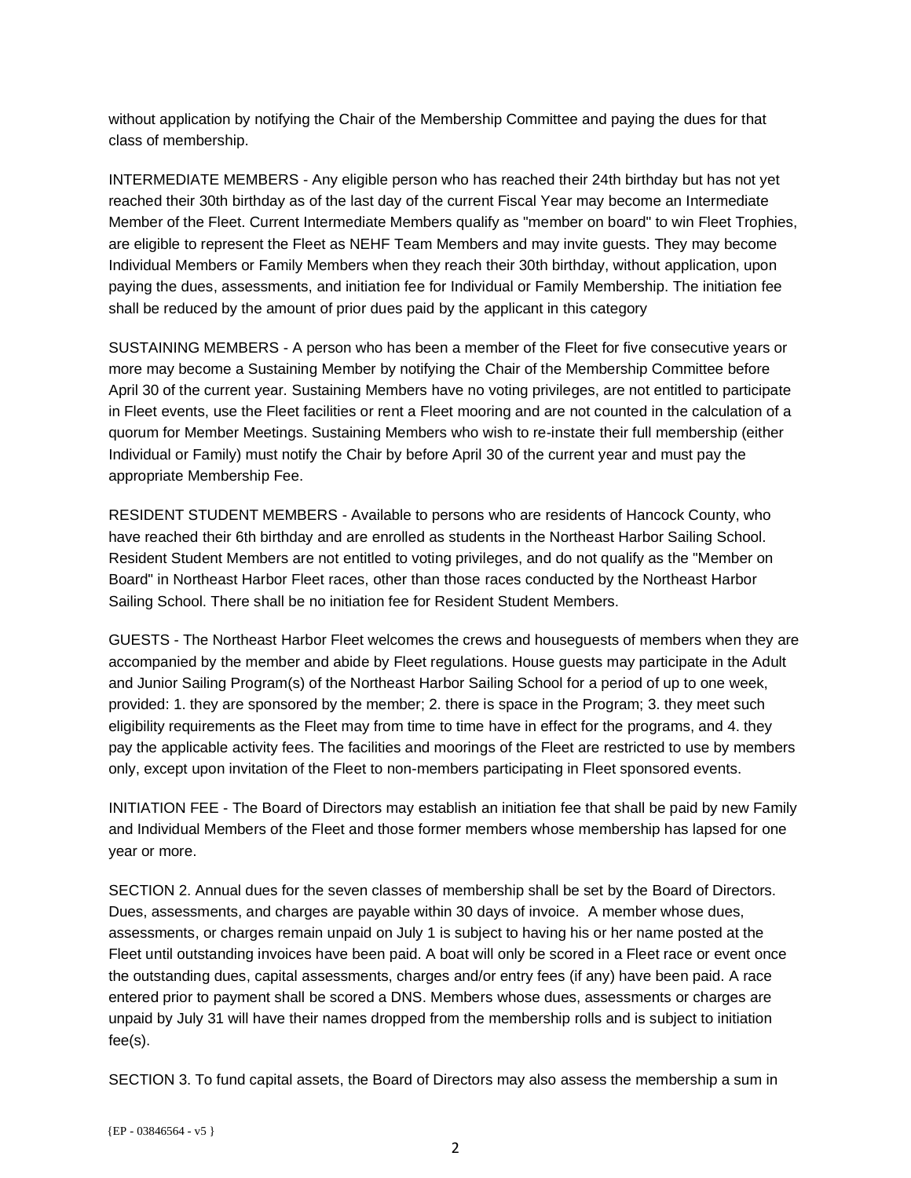without application by notifying the Chair of the Membership Committee and paying the dues for that class of membership.

INTERMEDIATE MEMBERS - Any eligible person who has reached their 24th birthday but has not yet reached their 30th birthday as of the last day of the current Fiscal Year may become an Intermediate Member of the Fleet. Current Intermediate Members qualify as "member on board" to win Fleet Trophies, are eligible to represent the Fleet as NEHF Team Members and may invite guests. They may become Individual Members or Family Members when they reach their 30th birthday, without application, upon paying the dues, assessments, and initiation fee for Individual or Family Membership. The initiation fee shall be reduced by the amount of prior dues paid by the applicant in this category

SUSTAINING MEMBERS - A person who has been a member of the Fleet for five consecutive years or more may become a Sustaining Member by notifying the Chair of the Membership Committee before April 30 of the current year. Sustaining Members have no voting privileges, are not entitled to participate in Fleet events, use the Fleet facilities or rent a Fleet mooring and are not counted in the calculation of a quorum for Member Meetings. Sustaining Members who wish to re-instate their full membership (either Individual or Family) must notify the Chair by before April 30 of the current year and must pay the appropriate Membership Fee.

RESIDENT STUDENT MEMBERS - Available to persons who are residents of Hancock County, who have reached their 6th birthday and are enrolled as students in the Northeast Harbor Sailing School. Resident Student Members are not entitled to voting privileges, and do not qualify as the "Member on Board" in Northeast Harbor Fleet races, other than those races conducted by the Northeast Harbor Sailing School. There shall be no initiation fee for Resident Student Members.

GUESTS - The Northeast Harbor Fleet welcomes the crews and houseguests of members when they are accompanied by the member and abide by Fleet regulations. House guests may participate in the Adult and Junior Sailing Program(s) of the Northeast Harbor Sailing School for a period of up to one week, provided: 1. they are sponsored by the member; 2. there is space in the Program; 3. they meet such eligibility requirements as the Fleet may from time to time have in effect for the programs, and 4. they pay the applicable activity fees. The facilities and moorings of the Fleet are restricted to use by members only, except upon invitation of the Fleet to non-members participating in Fleet sponsored events.

INITIATION FEE - The Board of Directors may establish an initiation fee that shall be paid by new Family and Individual Members of the Fleet and those former members whose membership has lapsed for one year or more.

SECTION 2. Annual dues for the seven classes of membership shall be set by the Board of Directors. Dues, assessments, and charges are payable within 30 days of invoice. A member whose dues, assessments, or charges remain unpaid on July 1 is subject to having his or her name posted at the Fleet until outstanding invoices have been paid. A boat will only be scored in a Fleet race or event once the outstanding dues, capital assessments, charges and/or entry fees (if any) have been paid. A race entered prior to payment shall be scored a DNS. Members whose dues, assessments or charges are unpaid by July 31 will have their names dropped from the membership rolls and is subject to initiation fee(s).

SECTION 3. To fund capital assets, the Board of Directors may also assess the membership a sum in

{EP - 03846564 - v5 }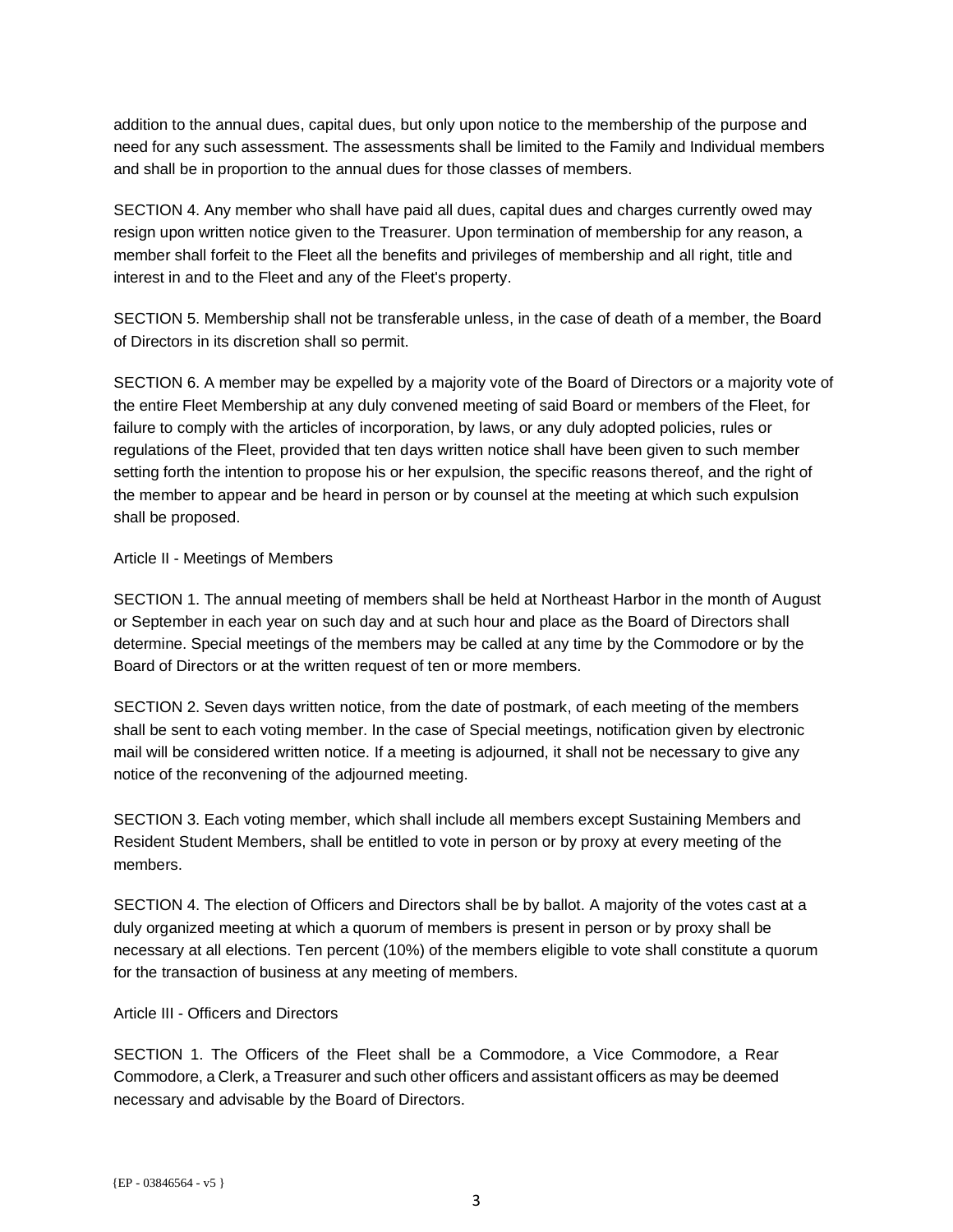addition to the annual dues, capital dues, but only upon notice to the membership of the purpose and need for any such assessment. The assessments shall be limited to the Family and Individual members and shall be in proportion to the annual dues for those classes of members.

SECTION 4. Any member who shall have paid all dues, capital dues and charges currently owed may resign upon written notice given to the Treasurer. Upon termination of membership for any reason, a member shall forfeit to the Fleet all the benefits and privileges of membership and all right, title and interest in and to the Fleet and any of the Fleet's property.

SECTION 5. Membership shall not be transferable unless, in the case of death of a member, the Board of Directors in its discretion shall so permit.

SECTION 6. A member may be expelled by a majority vote of the Board of Directors or a majority vote of the entire Fleet Membership at any duly convened meeting of said Board or members of the Fleet, for failure to comply with the articles of incorporation, by laws, or any duly adopted policies, rules or regulations of the Fleet, provided that ten days written notice shall have been given to such member setting forth the intention to propose his or her expulsion, the specific reasons thereof, and the right of the member to appear and be heard in person or by counsel at the meeting at which such expulsion shall be proposed.

## Article II - Meetings of Members

SECTION 1. The annual meeting of members shall be held at Northeast Harbor in the month of August or September in each year on such day and at such hour and place as the Board of Directors shall determine. Special meetings of the members may be called at any time by the Commodore or by the Board of Directors or at the written request of ten or more members.

SECTION 2. Seven days written notice, from the date of postmark, of each meeting of the members shall be sent to each voting member. In the case of Special meetings, notification given by electronic mail will be considered written notice. If a meeting is adjourned, it shall not be necessary to give any notice of the reconvening of the adjourned meeting.

SECTION 3. Each voting member, which shall include all members except Sustaining Members and Resident Student Members, shall be entitled to vote in person or by proxy at every meeting of the members.

SECTION 4. The election of Officers and Directors shall be by ballot. A majority of the votes cast at a duly organized meeting at which a quorum of members is present in person or by proxy shall be necessary at all elections. Ten percent (10%) of the members eligible to vote shall constitute a quorum for the transaction of business at any meeting of members.

## Article III - Officers and Directors

SECTION 1. The Officers of the Fleet shall be a Commodore, a Vice Commodore, a Rear Commodore, a Clerk, a Treasurer and such other officers and assistant officers as may be deemed necessary and advisable by the Board of Directors.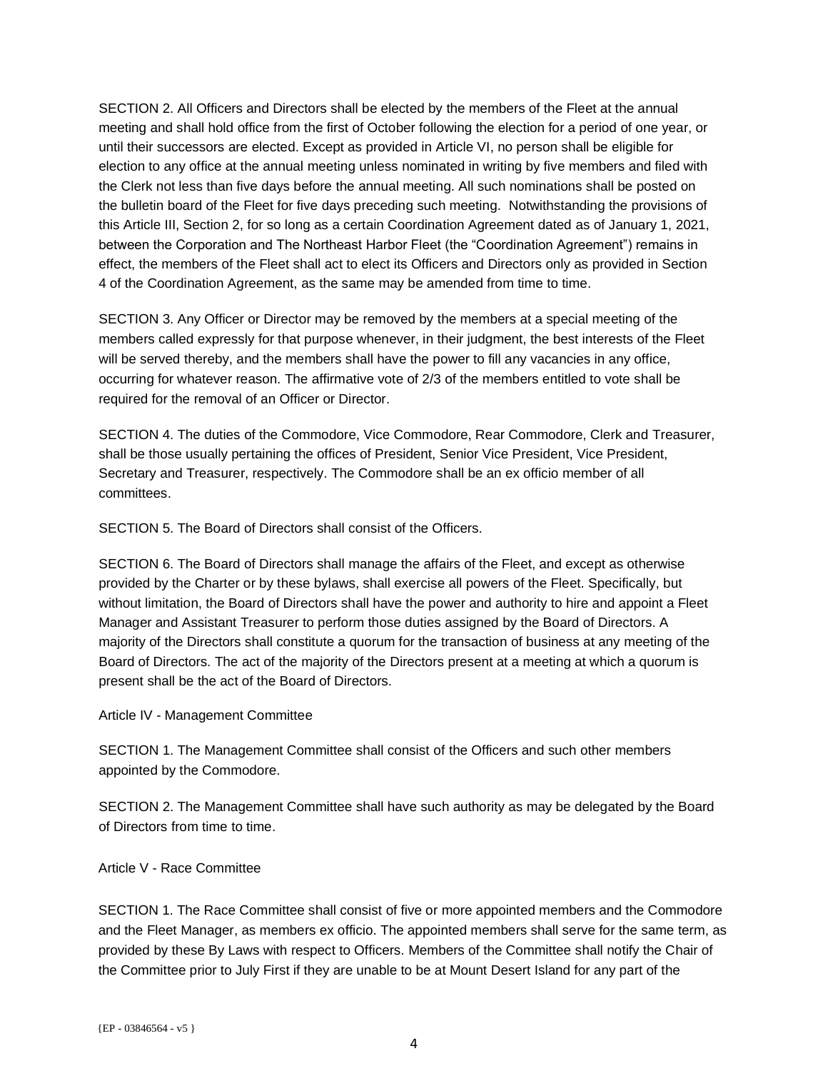SECTION 2. All Officers and Directors shall be elected by the members of the Fleet at the annual meeting and shall hold office from the first of October following the election for a period of one year, or until their successors are elected. Except as provided in Article VI, no person shall be eligible for election to any office at the annual meeting unless nominated in writing by five members and filed with the Clerk not less than five days before the annual meeting. All such nominations shall be posted on the bulletin board of the Fleet for five days preceding such meeting. Notwithstanding the provisions of this Article III, Section 2, for so long as a certain Coordination Agreement dated as of January 1, 2021, between the Corporation and The Northeast Harbor Fleet (the "Coordination Agreement") remains in effect, the members of the Fleet shall act to elect its Officers and Directors only as provided in Section 4 of the Coordination Agreement, as the same may be amended from time to time.

SECTION 3. Any Officer or Director may be removed by the members at a special meeting of the members called expressly for that purpose whenever, in their judgment, the best interests of the Fleet will be served thereby, and the members shall have the power to fill any vacancies in any office, occurring for whatever reason. The affirmative vote of 2/3 of the members entitled to vote shall be required for the removal of an Officer or Director.

SECTION 4. The duties of the Commodore, Vice Commodore, Rear Commodore, Clerk and Treasurer, shall be those usually pertaining the offices of President, Senior Vice President, Vice President, Secretary and Treasurer, respectively. The Commodore shall be an ex officio member of all committees.

SECTION 5. The Board of Directors shall consist of the Officers.

SECTION 6. The Board of Directors shall manage the affairs of the Fleet, and except as otherwise provided by the Charter or by these bylaws, shall exercise all powers of the Fleet. Specifically, but without limitation, the Board of Directors shall have the power and authority to hire and appoint a Fleet Manager and Assistant Treasurer to perform those duties assigned by the Board of Directors. A majority of the Directors shall constitute a quorum for the transaction of business at any meeting of the Board of Directors. The act of the majority of the Directors present at a meeting at which a quorum is present shall be the act of the Board of Directors.

## Article IV - Management Committee

SECTION 1. The Management Committee shall consist of the Officers and such other members appointed by the Commodore.

SECTION 2. The Management Committee shall have such authority as may be delegated by the Board of Directors from time to time.

## Article V - Race Committee

SECTION 1. The Race Committee shall consist of five or more appointed members and the Commodore and the Fleet Manager, as members ex officio. The appointed members shall serve for the same term, as provided by these By Laws with respect to Officers. Members of the Committee shall notify the Chair of the Committee prior to July First if they are unable to be at Mount Desert Island for any part of the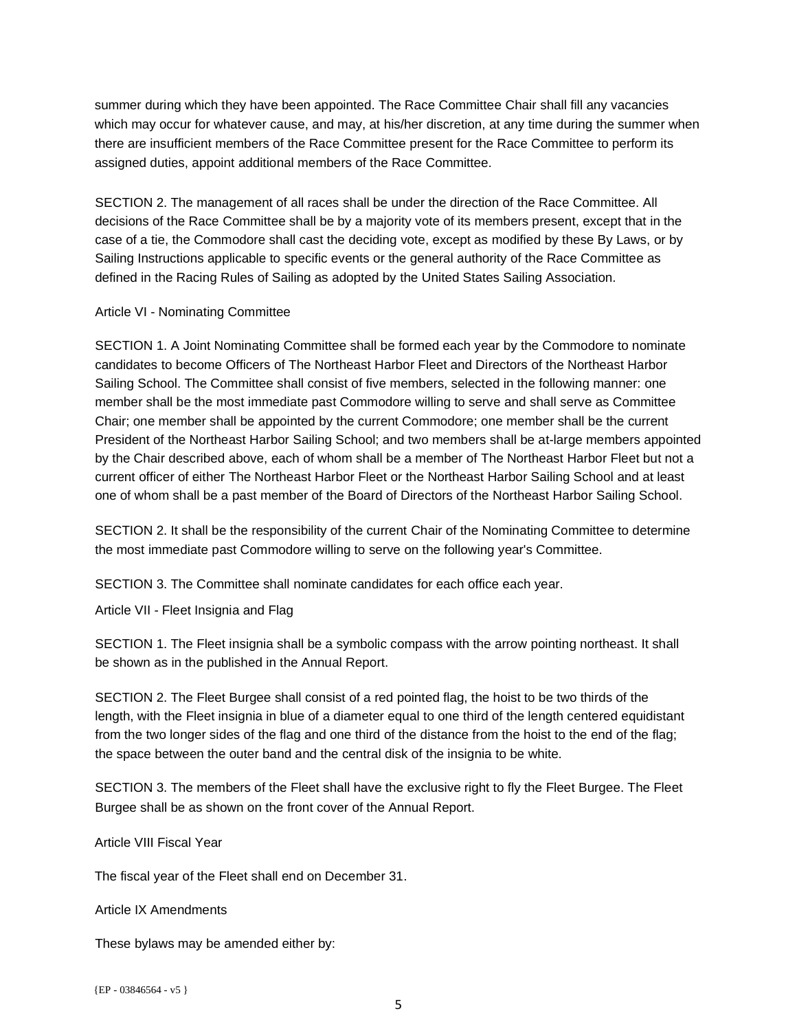summer during which they have been appointed. The Race Committee Chair shall fill any vacancies which may occur for whatever cause, and may, at his/her discretion, at any time during the summer when there are insufficient members of the Race Committee present for the Race Committee to perform its assigned duties, appoint additional members of the Race Committee.

SECTION 2. The management of all races shall be under the direction of the Race Committee. All decisions of the Race Committee shall be by a majority vote of its members present, except that in the case of a tie, the Commodore shall cast the deciding vote, except as modified by these By Laws, or by Sailing Instructions applicable to specific events or the general authority of the Race Committee as defined in the Racing Rules of Sailing as adopted by the United States Sailing Association.

## Article VI - Nominating Committee

SECTION 1. A Joint Nominating Committee shall be formed each year by the Commodore to nominate candidates to become Officers of The Northeast Harbor Fleet and Directors of the Northeast Harbor Sailing School. The Committee shall consist of five members, selected in the following manner: one member shall be the most immediate past Commodore willing to serve and shall serve as Committee Chair; one member shall be appointed by the current Commodore; one member shall be the current President of the Northeast Harbor Sailing School; and two members shall be at-large members appointed by the Chair described above, each of whom shall be a member of The Northeast Harbor Fleet but not a current officer of either The Northeast Harbor Fleet or the Northeast Harbor Sailing School and at least one of whom shall be a past member of the Board of Directors of the Northeast Harbor Sailing School.

SECTION 2. It shall be the responsibility of the current Chair of the Nominating Committee to determine the most immediate past Commodore willing to serve on the following year's Committee.

SECTION 3. The Committee shall nominate candidates for each office each year.

## Article VII - Fleet Insignia and Flag

SECTION 1. The Fleet insignia shall be a symbolic compass with the arrow pointing northeast. It shall be shown as in the published in the Annual Report.

SECTION 2. The Fleet Burgee shall consist of a red pointed flag, the hoist to be two thirds of the length, with the Fleet insignia in blue of a diameter equal to one third of the length centered equidistant from the two longer sides of the flag and one third of the distance from the hoist to the end of the flag; the space between the outer band and the central disk of the insignia to be white.

SECTION 3. The members of the Fleet shall have the exclusive right to fly the Fleet Burgee. The Fleet Burgee shall be as shown on the front cover of the Annual Report.

## Article VIII Fiscal Year

The fiscal year of the Fleet shall end on December 31.

## Article IX Amendments

These bylaws may be amended either by:

{EP - 03846564 - v5 }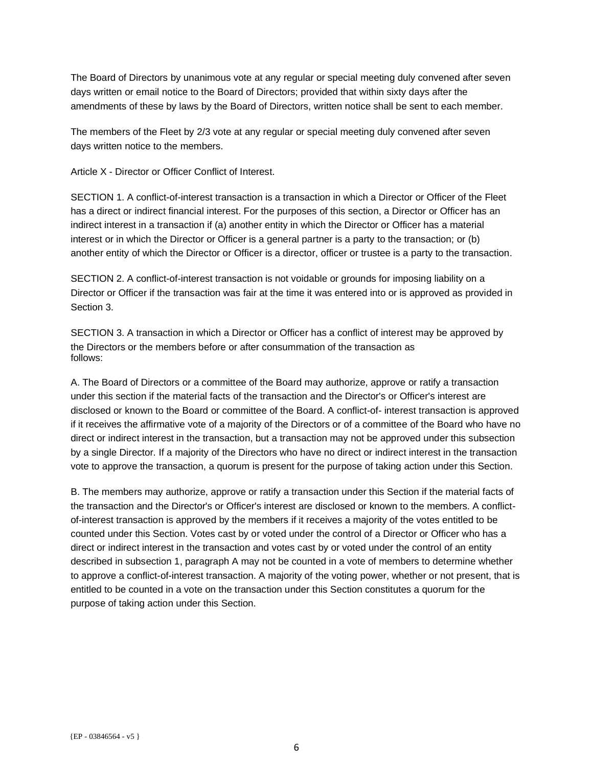The Board of Directors by unanimous vote at any regular or special meeting duly convened after seven days written or email notice to the Board of Directors; provided that within sixty days after the amendments of these by laws by the Board of Directors, written notice shall be sent to each member.

The members of the Fleet by 2/3 vote at any regular or special meeting duly convened after seven days written notice to the members.

Article X - Director or Officer Conflict of Interest.

SECTION 1. A conflict-of-interest transaction is a transaction in which a Director or Officer of the Fleet has a direct or indirect financial interest. For the purposes of this section, a Director or Officer has an indirect interest in a transaction if (a) another entity in which the Director or Officer has a material interest or in which the Director or Officer is a general partner is a party to the transaction; or (b) another entity of which the Director or Officer is a director, officer or trustee is a party to the transaction.

SECTION 2. A conflict-of-interest transaction is not voidable or grounds for imposing liability on a Director or Officer if the transaction was fair at the time it was entered into or is approved as provided in Section 3.

SECTION 3. A transaction in which a Director or Officer has a conflict of interest may be approved by the Directors or the members before or after consummation of the transaction as follows:

A. The Board of Directors or a committee of the Board may authorize, approve or ratify a transaction under this section if the material facts of the transaction and the Director's or Officer's interest are disclosed or known to the Board or committee of the Board. A conflict-of- interest transaction is approved if it receives the affirmative vote of a majority of the Directors or of a committee of the Board who have no direct or indirect interest in the transaction, but a transaction may not be approved under this subsection by a single Director. If a majority of the Directors who have no direct or indirect interest in the transaction vote to approve the transaction, a quorum is present for the purpose of taking action under this Section.

B. The members may authorize, approve or ratify a transaction under this Section if the material facts of the transaction and the Director's or Officer's interest are disclosed or known to the members. A conflict-of-interest transaction is approved by the members if it receives a majority of the votes entitled to be counted under this Section. Votes cast by or voted under the control of a Director or Officer who has a direct or indirect interest in the transaction and votes cast by or voted under the control of an entity described in subsection 1, paragraph A may not be counted in a vote of members to determine whether to approve a conflict-of-interest transaction. A majority of the voting power, whether or not present, that is entitled to be counted in a vote on the transaction under this Section constitutes a quorum for the purpose of taking action under this Section.

{EP - 03846564 - v5 }